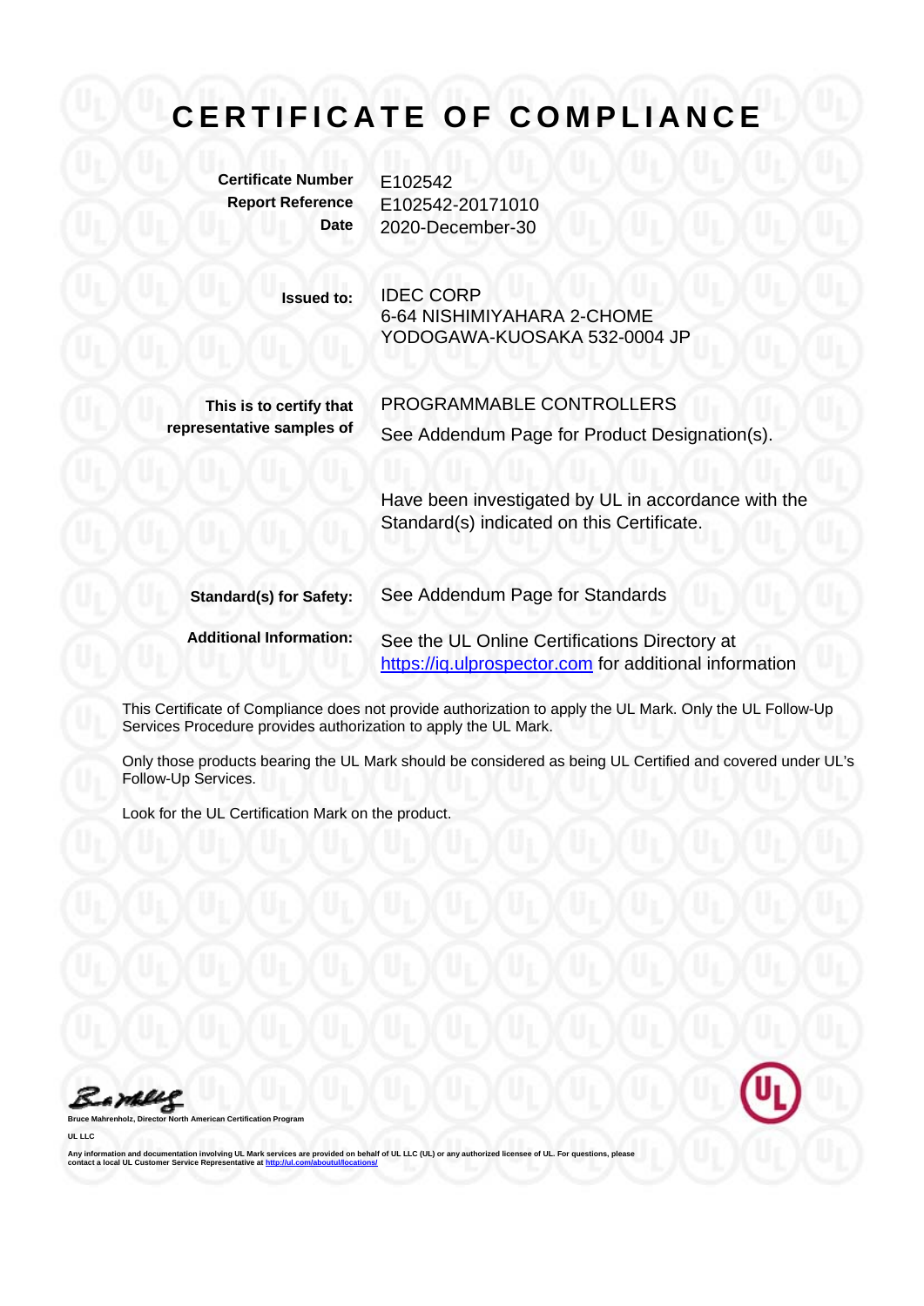# CERTIFICATE OF COMPLIANCE

| | |
|---|---|
| **Certificate Number** | E102542 |
| **Report Reference** | E102542-20171010 |
| **Date** | 2020-December-30 |

| | |
|---|---|
| **Issued to:** | IDEC CORP<br>6-64 NISHIMIYAHARA 2-CHOME<br>YODOGAWA-KUOSAKA 532-0004 JP |
| **This is to certify that representative samples of** | PROGRAMMABLE CONTROLLERS<br>See Addendum Page for Product Designation(s).<br><br>Have been investigated by UL in accordance with the Standard(s) indicated on this Certificate. |
| **Standard(s) for Safety:** | See Addendum Page for Standards |
| **Additional Information:** | See the UL Online Certifications Directory at https://iq.ulprospector.com for additional information |

This Certificate of Compliance does not provide authorization to apply the UL Mark. Only the UL Follow-Up Services Procedure provides authorization to apply the UL Mark.

Only those products bearing the UL Mark should be considered as being UL Certified and covered under UL's Follow-Up Services.

Look for the UL Certification Mark on the product.

Bruce Mahrenholz, Director North American Certification Program

UL LLC

Any information and documentation involving UL Mark services are provided on behalf of UL LLC (UL) or any authorized licensee of UL. For questions, please contact a local UL Customer Service Representative at http://ul.com/aboutul/locations/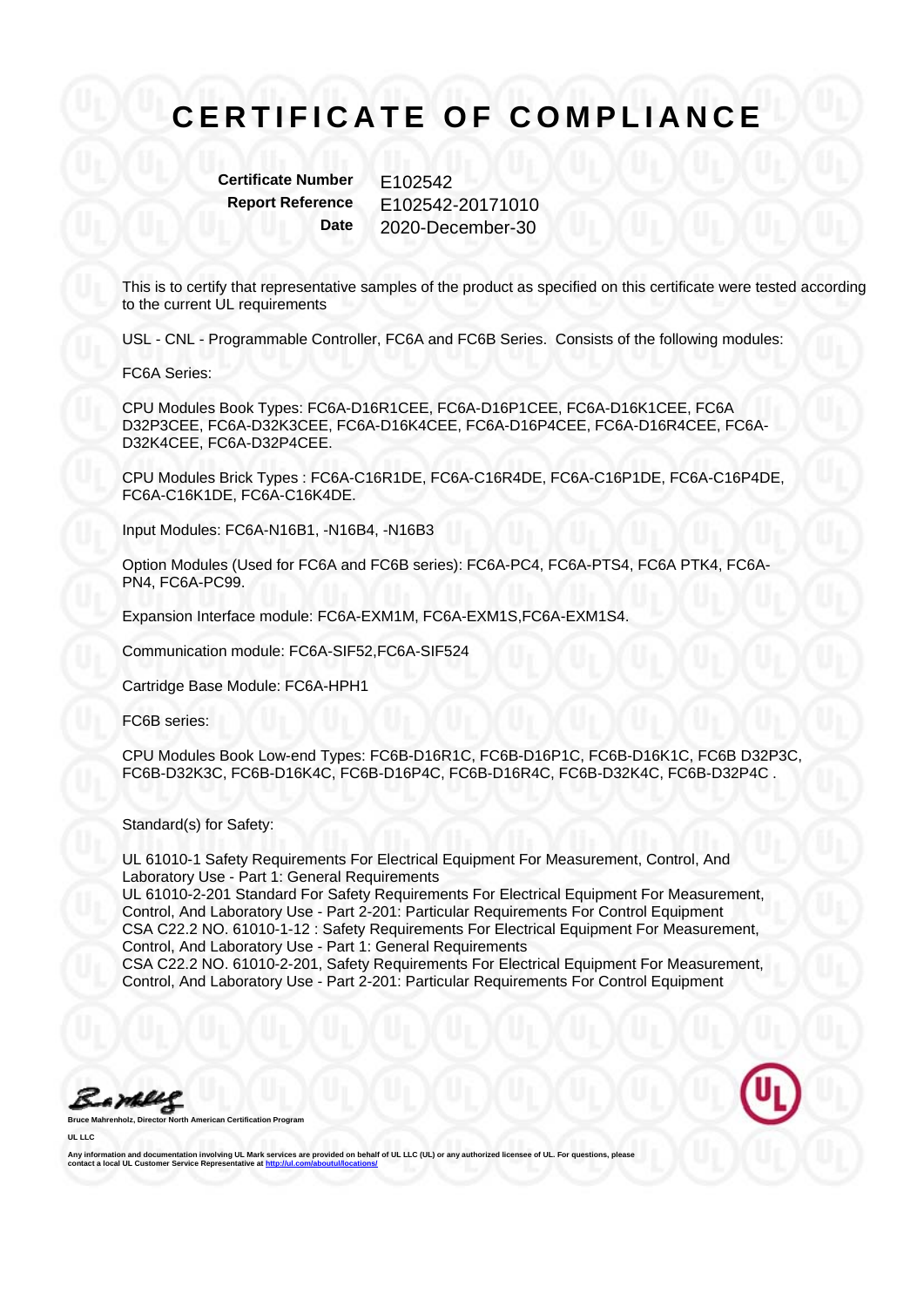# CERTIFICATE OF COMPLIANCE

**Certificate Number** E102542
**Report Reference** E102542-20171010
**Date** 2020-December-30

This is to certify that representative samples of the product as specified on this certificate were tested according to the current UL requirements

USL - CNL - Programmable Controller, FC6A and FC6B Series. Consists of the following modules:

FC6A Series:

CPU Modules Book Types: FC6A-D16R1CEE, FC6A-D16P1CEE, FC6A-D16K1CEE, FC6A D32P3CEE, FC6A-D32K3CEE, FC6A-D16K4CEE, FC6A-D16P4CEE, FC6A-D16R4CEE, FC6A-D32K4CEE, FC6A-D32P4CEE.

CPU Modules Brick Types : FC6A-C16R1DE, FC6A-C16R4DE, FC6A-C16P1DE, FC6A-C16P4DE, FC6A-C16K1DE, FC6A-C16K4DE.

Input Modules: FC6A-N16B1, -N16B4, -N16B3

Option Modules (Used for FC6A and FC6B series): FC6A-PC4, FC6A-PTS4, FC6A PTK4, FC6A-PN4, FC6A-PC99.

Expansion Interface module: FC6A-EXM1M, FC6A-EXM1S,FC6A-EXM1S4.

Communication module: FC6A-SIF52,FC6A-SIF524

Cartridge Base Module: FC6A-HPH1

FC6B series:

CPU Modules Book Low-end Types: FC6B-D16R1C, FC6B-D16P1C, FC6B-D16K1C, FC6B D32P3C, FC6B-D32K3C, FC6B-D16K4C, FC6B-D16P4C, FC6B-D16R4C, FC6B-D32K4C, FC6B-D32P4C .

Standard(s) for Safety:

UL 61010-1 Safety Requirements For Electrical Equipment For Measurement, Control, And Laboratory Use - Part 1: General Requirements
UL 61010-2-201 Standard For Safety Requirements For Electrical Equipment For Measurement, Control, And Laboratory Use - Part 2-201: Particular Requirements For Control Equipment
CSA C22.2 NO. 61010-1-12 : Safety Requirements For Electrical Equipment For Measurement, Control, And Laboratory Use - Part 1: General Requirements
CSA C22.2 NO. 61010-2-201, Safety Requirements For Electrical Equipment For Measurement, Control, And Laboratory Use - Part 2-201: Particular Requirements For Control Equipment

Bruce Mahrenholz, Director North American Certification Program

UL LLC

Any information and documentation involving UL Mark services are provided on behalf of UL LLC (UL) or any authorized licensee of UL. For questions, please contact a local UL Customer Service Representative at http://ul.com/aboutul/locations/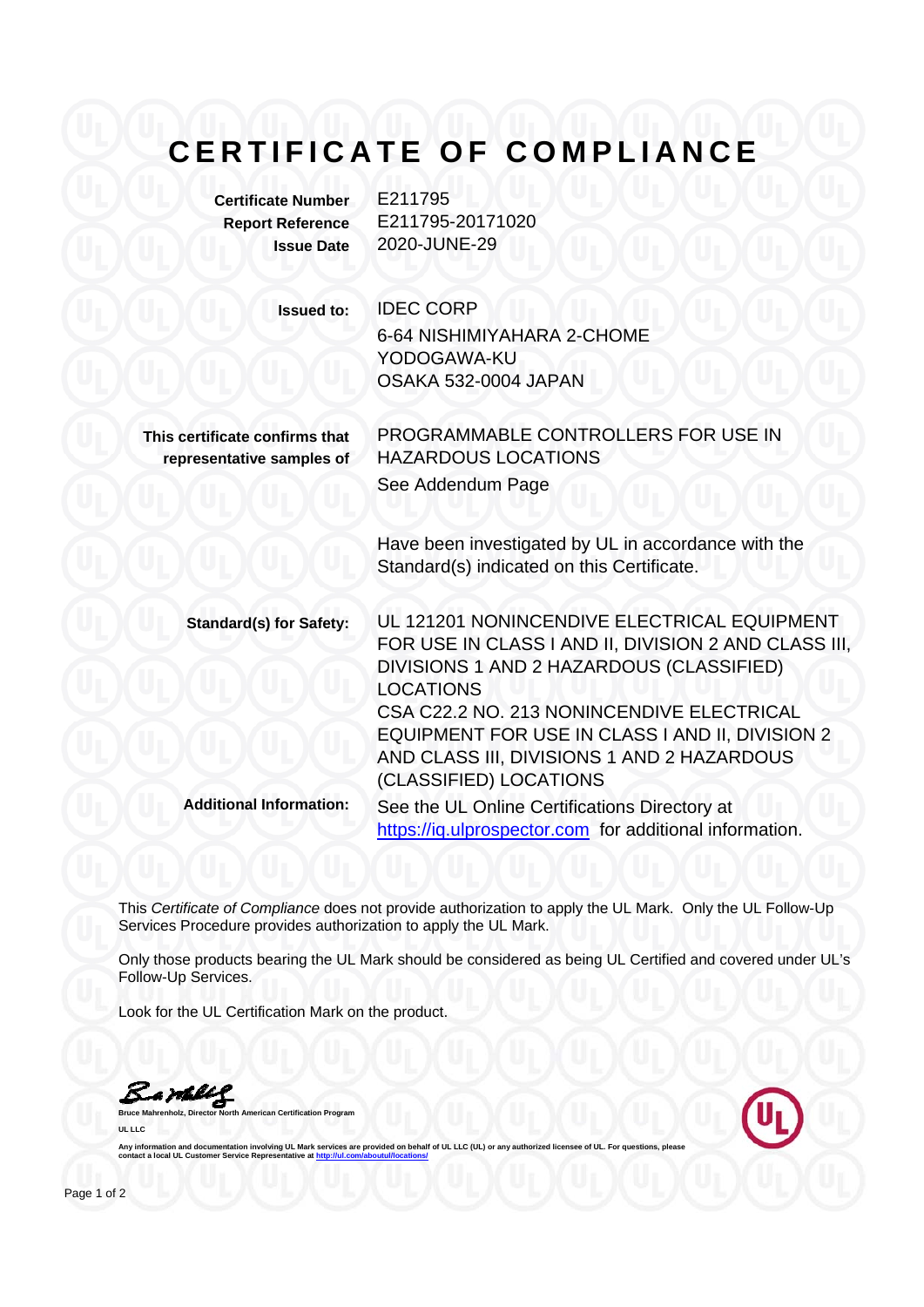# CERTIFICATE OF COMPLIANCE

| | |
|---|---|
| **Certificate Number** | E211795 |
| **Report Reference** | E211795-20171020 |
| **Issue Date** | 2020-JUNE-29 |

| | |
|---|---|
| **Issued to:** | IDEC CORP<br>6-64 NISHIMIYAHARA 2-CHOME<br>YODOGAWA-KU<br>OSAKA 532-0004 JAPAN |
| **This certificate confirms that representative samples of** | PROGRAMMABLE CONTROLLERS FOR USE IN HAZARDOUS LOCATIONS<br>See Addendum Page<br><br>Have been investigated by UL in accordance with the Standard(s) indicated on this Certificate. |
| **Standard(s) for Safety:** | UL 121201 NONINCENDIVE ELECTRICAL EQUIPMENT FOR USE IN CLASS I AND II, DIVISION 2 AND CLASS III, DIVISIONS 1 AND 2 HAZARDOUS (CLASSIFIED) LOCATIONS<br>CSA C22.2 NO. 213 NONINCENDIVE ELECTRICAL EQUIPMENT FOR USE IN CLASS I AND II, DIVISION 2 AND CLASS III, DIVISIONS 1 AND 2 HAZARDOUS (CLASSIFIED) LOCATIONS |
| **Additional Information:** | See the UL Online Certifications Directory at https://iq.ulprospector.com for additional information. |

This *Certificate of Compliance* does not provide authorization to apply the UL Mark. Only the UL Follow-Up Services Procedure provides authorization to apply the UL Mark.

Only those products bearing the UL Mark should be considered as being UL Certified and covered under UL's Follow-Up Services.

Look for the UL Certification Mark on the product.

**Bruce Mahrenholz, Director North American Certification Program**

**UL LLC**

Any information and documentation involving UL Mark services are provided on behalf of UL LLC (UL) or any authorized licensee of UL. For questions, please contact a local UL Customer Service Representative at http://ul.com/aboutul/locations/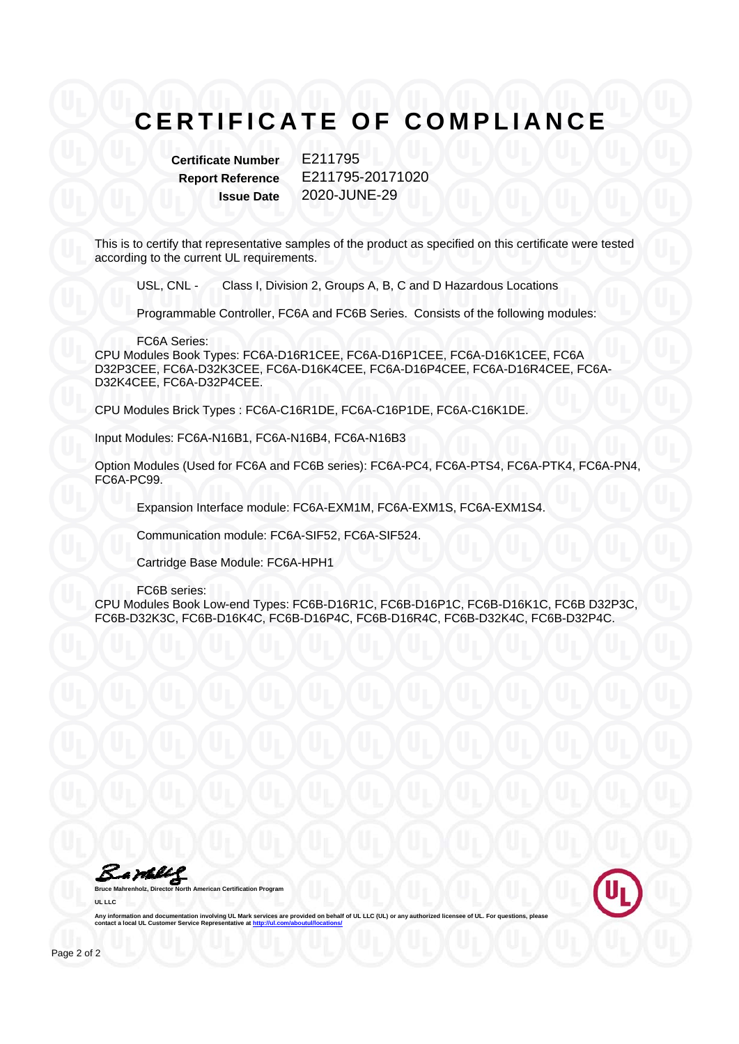# CERTIFICATE OF COMPLIANCE

**Certificate Number** E211795
**Report Reference** E211795-20171020
**Issue Date** 2020-JUNE-29

This is to certify that representative samples of the product as specified on this certificate were tested according to the current UL requirements.

USL, CNL - Class I, Division 2, Groups A, B, C and D Hazardous Locations

Programmable Controller, FC6A and FC6B Series. Consists of the following modules:

FC6A Series:
CPU Modules Book Types: FC6A-D16R1CEE, FC6A-D16P1CEE, FC6A-D16K1CEE, FC6A D32P3CEE, FC6A-D32K3CEE, FC6A-D16K4CEE, FC6A-D16P4CEE, FC6A-D16R4CEE, FC6A-D32K4CEE, FC6A-D32P4CEE.

CPU Modules Brick Types : FC6A-C16R1DE, FC6A-C16P1DE, FC6A-C16K1DE.

Input Modules: FC6A-N16B1, FC6A-N16B4, FC6A-N16B3

Option Modules (Used for FC6A and FC6B series): FC6A-PC4, FC6A-PTS4, FC6A-PTK4, FC6A-PN4, FC6A-PC99.

Expansion Interface module: FC6A-EXM1M, FC6A-EXM1S, FC6A-EXM1S4.

Communication module: FC6A-SIF52, FC6A-SIF524.

Cartridge Base Module: FC6A-HPH1

FC6B series:
CPU Modules Book Low-end Types: FC6B-D16R1C, FC6B-D16P1C, FC6B-D16K1C, FC6B D32P3C, FC6B-D32K3C, FC6B-D16K4C, FC6B-D16P4C, FC6B-D16R4C, FC6B-D32K4C, FC6B-D32P4C.

**Bruce Mahrenholz, Director North American Certification Program**

**UL LLC**

**Any information and documentation involving UL Mark services are provided on behalf of UL LLC (UL) or any authorized licensee of UL. For questions, please contact a local UL Customer Service Representative at http://ul.com/aboutul/locations/**